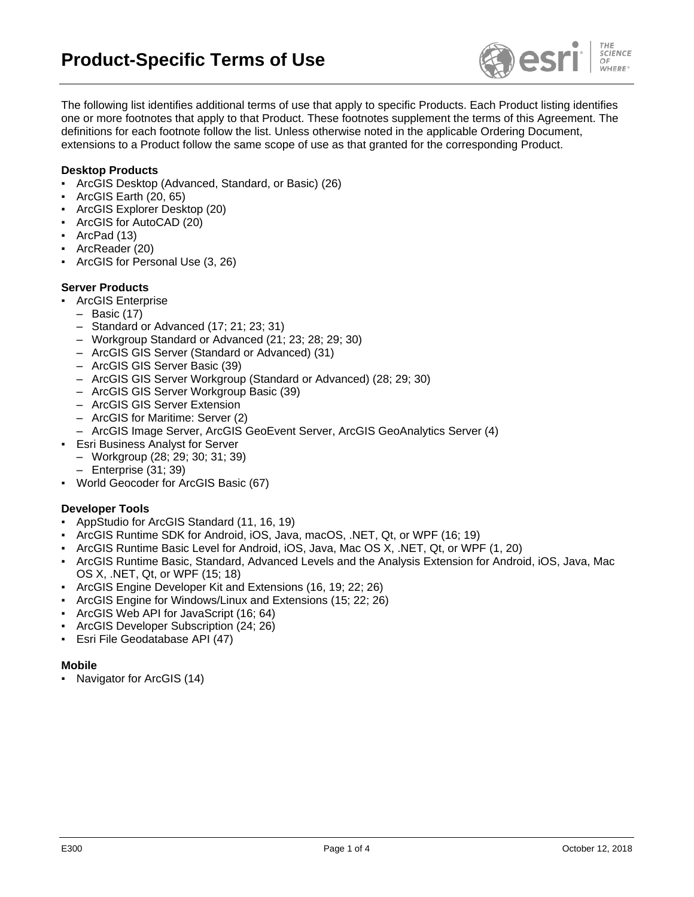# Product-Specific Terms of Use

The following list identifies additional terms of use that apply to specific Products. Each Product listing identifies one or more footnotes that apply to that Product. These footnotes supplement the terms of this Agreement. The definitions for each footnote follow the list. Unless otherwise noted in the applicable Ordering Document, extensions to a Product follow the same scope of use as that granted for the corresponding Product.

**Desktop Products**

- ArcGIS Desktop (Advanced, Standard, or Basic) (26)
- ArcGIS Earth (20, 65)
- ArcGIS Explorer Desktop (20)
- ArcGIS for AutoCAD (20)
- ArcPad (13)
- ArcReader (20)
- ArcGIS for Personal Use (3, 26)

**Server Products**

- ArcGIS Enterprise
  - Basic (17)
  - Standard or Advanced (17; 21; 23; 31)
  - Workgroup Standard or Advanced (21; 23; 28; 29; 30)
  - ArcGIS GIS Server (Standard or Advanced) (31)
  - ArcGIS GIS Server Basic (39)
  - ArcGIS GIS Server Workgroup (Standard or Advanced) (28; 29; 30)
  - ArcGIS GIS Server Workgroup Basic (39)
  - ArcGIS GIS Server Extension
  - ArcGIS for Maritime: Server (2)
  - ArcGIS Image Server, ArcGIS GeoEvent Server, ArcGIS GeoAnalytics Server (4)
- Esri Business Analyst for Server
  - Workgroup (28; 29; 30; 31; 39)
  - Enterprise (31; 39)
- World Geocoder for ArcGIS Basic (67)

**Developer Tools**

- AppStudio for ArcGIS Standard (11, 16, 19)
- ArcGIS Runtime SDK for Android, iOS, Java, macOS, .NET, Qt, or WPF (16; 19)
- ArcGIS Runtime Basic Level for Android, iOS, Java, Mac OS X, .NET, Qt, or WPF (1, 20)
- ArcGIS Runtime Basic, Standard, Advanced Levels and the Analysis Extension for Android, iOS, Java, Mac OS X, .NET, Qt, or WPF (15; 18)
- ArcGIS Engine Developer Kit and Extensions (16, 19; 22; 26)
- ArcGIS Engine for Windows/Linux and Extensions (15; 22; 26)
- ArcGIS Web API for JavaScript (16; 64)
- ArcGIS Developer Subscription (24; 26)
- Esri File Geodatabase API (47)

**Mobile**

- Navigator for ArcGIS (14)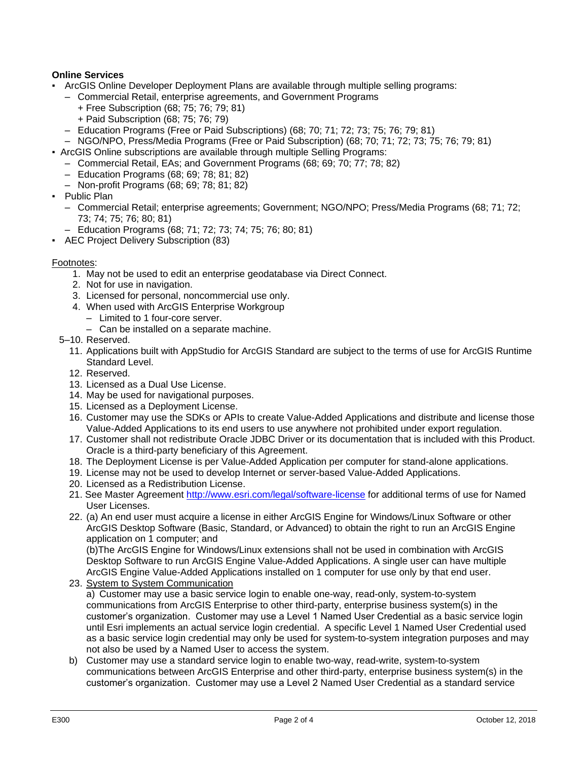**Online Services**

- ArcGIS Online Developer Deployment Plans are available through multiple selling programs:
  - Commercial Retail, enterprise agreements, and Government Programs
    - + Free Subscription (68; 75; 76; 79; 81)
    - + Paid Subscription (68; 75; 76; 79)
  - Education Programs (Free or Paid Subscriptions) (68; 70; 71; 72; 73; 75; 76; 79; 81)
  - NGO/NPO, Press/Media Programs (Free or Paid Subscription) (68; 70; 71; 72; 73; 75; 76; 79; 81)
- ArcGIS Online subscriptions are available through multiple Selling Programs:
  - Commercial Retail, EAs; and Government Programs (68; 69; 70; 77; 78; 82)
  - Education Programs (68; 69; 78; 81; 82)
  - Non-profit Programs (68; 69; 78; 81; 82)
- Public Plan
  - Commercial Retail; enterprise agreements; Government; NGO/NPO; Press/Media Programs (68; 71; 72; 73; 74; 75; 76; 80; 81)
  - Education Programs (68; 71; 72; 73; 74; 75; 76; 80; 81)
- AEC Project Delivery Subscription (83)

Footnotes:

1. May not be used to edit an enterprise geodatabase via Direct Connect.
2. Not for use in navigation.
3. Licensed for personal, noncommercial use only.
4. When used with ArcGIS Enterprise Workgroup
   - Limited to 1 four-core server.
   - Can be installed on a separate machine.

5–10. Reserved.

11. Applications built with AppStudio for ArcGIS Standard are subject to the terms of use for ArcGIS Runtime Standard Level.
12. Reserved.
13. Licensed as a Dual Use License.
14. May be used for navigational purposes.
15. Licensed as a Deployment License.
16. Customer may use the SDKs or APIs to create Value-Added Applications and distribute and license those Value-Added Applications to its end users to use anywhere not prohibited under export regulation.
17. Customer shall not redistribute Oracle JDBC Driver or its documentation that is included with this Product. Oracle is a third-party beneficiary of this Agreement.
18. The Deployment License is per Value-Added Application per computer for stand-alone applications.
19. License may not be used to develop Internet or server-based Value-Added Applications.
20. Licensed as a Redistribution License.
21. See Master Agreement [http://www.esri.com/legal/software-license](http://www.esri.com/legal/software-license) for additional terms of use for Named User Licenses.
22. (a) An end user must acquire a license in either ArcGIS Engine for Windows/Linux Software or other ArcGIS Desktop Software (Basic, Standard, or Advanced) to obtain the right to run an ArcGIS Engine application on 1 computer; and
    (b)The ArcGIS Engine for Windows/Linux extensions shall not be used in combination with ArcGIS Desktop Software to run ArcGIS Engine Value-Added Applications. A single user can have multiple ArcGIS Engine Value-Added Applications installed on 1 computer for use only by that end user.
23. System to System Communication
    a) Customer may use a basic service login to enable one-way, read-only, system-to-system communications from ArcGIS Enterprise to other third-party, enterprise business system(s) in the customer's organization. Customer may use a Level 1 Named User Credential as a basic service login until Esri implements an actual service login credential. A specific Level 1 Named User Credential used as a basic service login credential may only be used for system-to-system integration purposes and may not also be used by a Named User to access the system.

b) Customer may use a standard service login to enable two-way, read-write, system-to-system communications between ArcGIS Enterprise and other third-party, enterprise business system(s) in the customer's organization. Customer may use a Level 2 Named User Credential as a standard service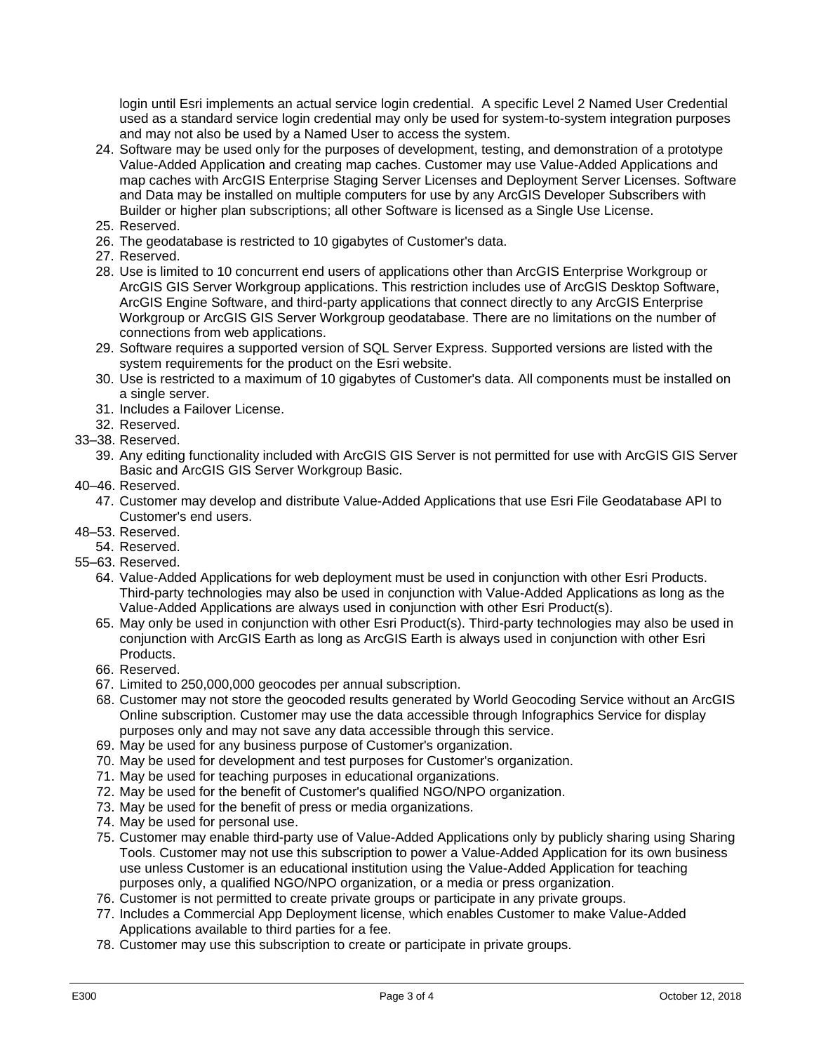login until Esri implements an actual service login credential. A specific Level 2 Named User Credential used as a standard service login credential may only be used for system-to-system integration purposes and may not also be used by a Named User to access the system.

24. Software may be used only for the purposes of development, testing, and demonstration of a prototype Value-Added Application and creating map caches. Customer may use Value-Added Applications and map caches with ArcGIS Enterprise Staging Server Licenses and Deployment Server Licenses. Software and Data may be installed on multiple computers for use by any ArcGIS Developer Subscribers with Builder or higher plan subscriptions; all other Software is licensed as a Single Use License.
25. Reserved.
26. The geodatabase is restricted to 10 gigabytes of Customer's data.
27. Reserved.
28. Use is limited to 10 concurrent end users of applications other than ArcGIS Enterprise Workgroup or ArcGIS GIS Server Workgroup applications. This restriction includes use of ArcGIS Desktop Software, ArcGIS Engine Software, and third-party applications that connect directly to any ArcGIS Enterprise Workgroup or ArcGIS GIS Server Workgroup geodatabase. There are no limitations on the number of connections from web applications.
29. Software requires a supported version of SQL Server Express. Supported versions are listed with the system requirements for the product on the Esri website.
30. Use is restricted to a maximum of 10 gigabytes of Customer's data. All components must be installed on a single server.
31. Includes a Failover License.
32. Reserved.

33–38. Reserved.

39. Any editing functionality included with ArcGIS GIS Server is not permitted for use with ArcGIS GIS Server Basic and ArcGIS GIS Server Workgroup Basic.

40–46. Reserved.

47. Customer may develop and distribute Value-Added Applications that use Esri File Geodatabase API to Customer's end users.

48–53. Reserved.

54. Reserved.

55–63. Reserved.

64. Value-Added Applications for web deployment must be used in conjunction with other Esri Products. Third-party technologies may also be used in conjunction with Value-Added Applications as long as the Value-Added Applications are always used in conjunction with other Esri Product(s).
65. May only be used in conjunction with other Esri Product(s). Third-party technologies may also be used in conjunction with ArcGIS Earth as long as ArcGIS Earth is always used in conjunction with other Esri Products.
66. Reserved.
67. Limited to 250,000,000 geocodes per annual subscription.
68. Customer may not store the geocoded results generated by World Geocoding Service without an ArcGIS Online subscription. Customer may use the data accessible through Infographics Service for display purposes only and may not save any data accessible through this service.
69. May be used for any business purpose of Customer's organization.
70. May be used for development and test purposes for Customer's organization.
71. May be used for teaching purposes in educational organizations.
72. May be used for the benefit of Customer's qualified NGO/NPO organization.
73. May be used for the benefit of press or media organizations.
74. May be used for personal use.
75. Customer may enable third-party use of Value-Added Applications only by publicly sharing using Sharing Tools. Customer may not use this subscription to power a Value-Added Application for its own business use unless Customer is an educational institution using the Value-Added Application for teaching purposes only, a qualified NGO/NPO organization, or a media or press organization.
76. Customer is not permitted to create private groups or participate in any private groups.
77. Includes a Commercial App Deployment license, which enables Customer to make Value-Added Applications available to third parties for a fee.
78. Customer may use this subscription to create or participate in private groups.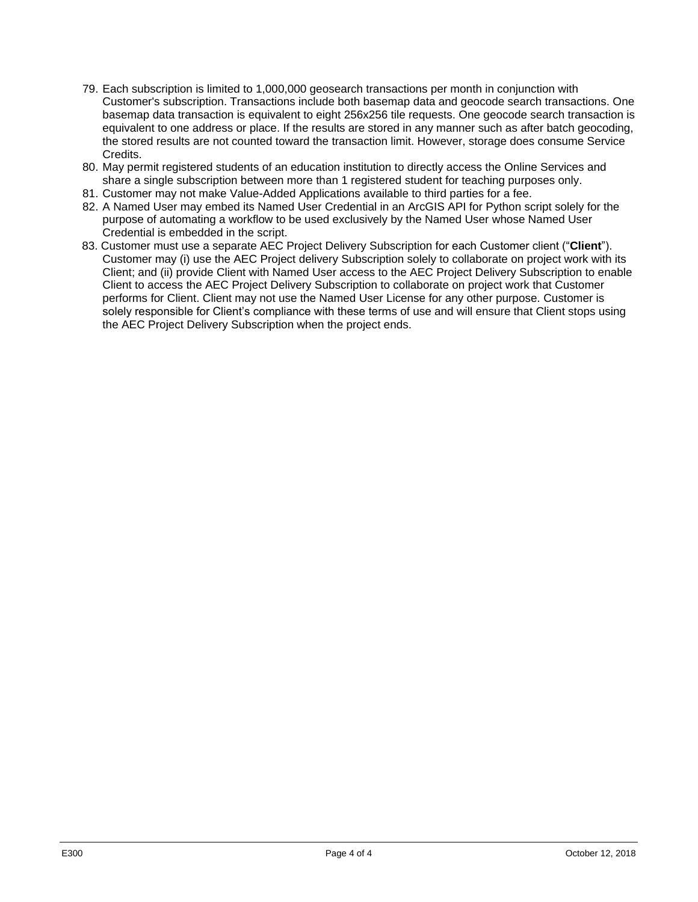79. Each subscription is limited to 1,000,000 geosearch transactions per month in conjunction with Customer's subscription. Transactions include both basemap data and geocode search transactions. One basemap data transaction is equivalent to eight 256x256 tile requests. One geocode search transaction is equivalent to one address or place. If the results are stored in any manner such as after batch geocoding, the stored results are not counted toward the transaction limit. However, storage does consume Service Credits.
80. May permit registered students of an education institution to directly access the Online Services and share a single subscription between more than 1 registered student for teaching purposes only.
81. Customer may not make Value-Added Applications available to third parties for a fee.
82. A Named User may embed its Named User Credential in an ArcGIS API for Python script solely for the purpose of automating a workflow to be used exclusively by the Named User whose Named User Credential is embedded in the script.
83. Customer must use a separate AEC Project Delivery Subscription for each Customer client ("**Client**"). Customer may (i) use the AEC Project delivery Subscription solely to collaborate on project work with its Client; and (ii) provide Client with Named User access to the AEC Project Delivery Subscription to enable Client to access the AEC Project Delivery Subscription to collaborate on project work that Customer performs for Client. Client may not use the Named User License for any other purpose. Customer is solely responsible for Client's compliance with these terms of use and will ensure that Client stops using the AEC Project Delivery Subscription when the project ends.